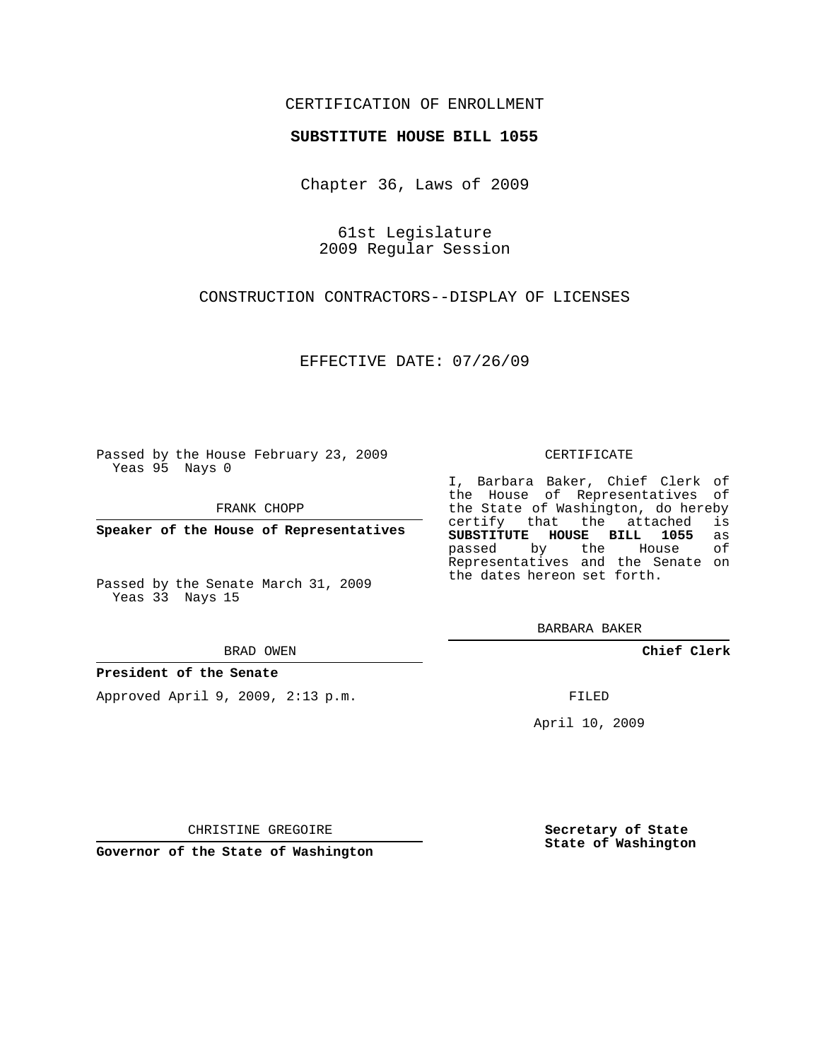CERTIFICATION OF ENROLLMENT

**SUBSTITUTE HOUSE BILL 1055**

Chapter 36, Laws of 2009

61st Legislature
2009 Regular Session

CONSTRUCTION CONTRACTORS--DISPLAY OF LICENSES

EFFECTIVE DATE: 07/26/09

Passed by the House February 23, 2009
Yeas 95 Nays 0

FRANK CHOPP

**Speaker of the House of Representatives**

Passed by the Senate March 31, 2009
Yeas 33 Nays 15

BRAD OWEN

**President of the Senate**

Approved April 9, 2009, 2:13 p.m.

CHRISTINE GREGOIRE

**Governor of the State of Washington**

CERTIFICATE

I, Barbara Baker, Chief Clerk of the House of Representatives of the State of Washington, do hereby certify that the attached is **SUBSTITUTE HOUSE BILL 1055** as passed by the House of Representatives and the Senate on the dates hereon set forth.

BARBARA BAKER

**Chief Clerk**

FILED

April 10, 2009

**Secretary of State**
**State of Washington**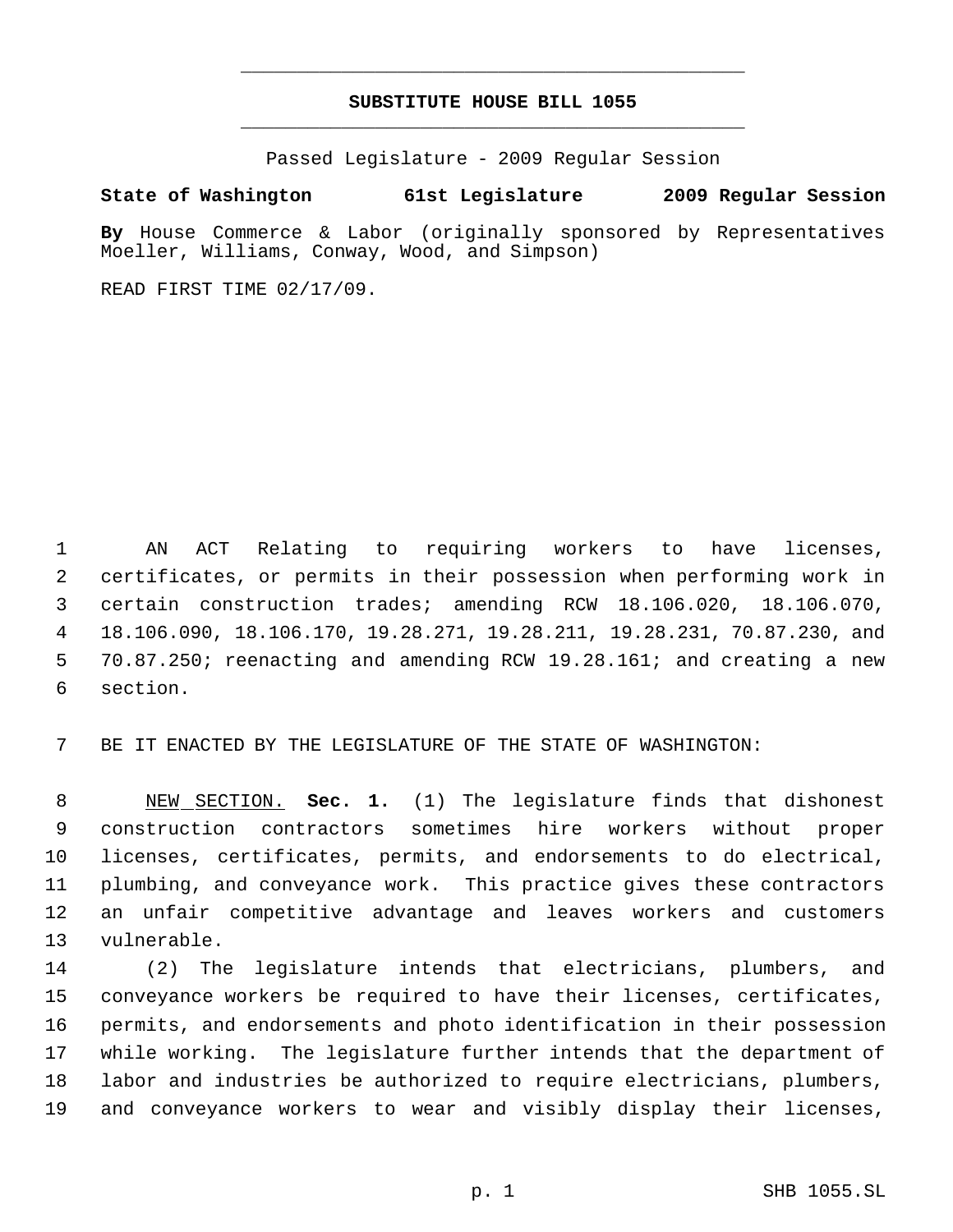# SUBSTITUTE HOUSE BILL 1055

Passed Legislature - 2009 Regular Session

**State of Washington 61st Legislature 2009 Regular Session**

**By** House Commerce & Labor (originally sponsored by Representatives Moeller, Williams, Conway, Wood, and Simpson)

READ FIRST TIME 02/17/09.

AN ACT Relating to requiring workers to have licenses, certificates, or permits in their possession when performing work in certain construction trades; amending RCW 18.106.020, 18.106.070, 18.106.090, 18.106.170, 19.28.271, 19.28.211, 19.28.231, 70.87.230, and 70.87.250; reenacting and amending RCW 19.28.161; and creating a new section.

BE IT ENACTED BY THE LEGISLATURE OF THE STATE OF WASHINGTON:

NEW SECTION. **Sec. 1.** (1) The legislature finds that dishonest construction contractors sometimes hire workers without proper licenses, certificates, permits, and endorsements to do electrical, plumbing, and conveyance work. This practice gives these contractors an unfair competitive advantage and leaves workers and customers vulnerable.

(2) The legislature intends that electricians, plumbers, and conveyance workers be required to have their licenses, certificates, permits, and endorsements and photo identification in their possession while working. The legislature further intends that the department of labor and industries be authorized to require electricians, plumbers, and conveyance workers to wear and visibly display their licenses,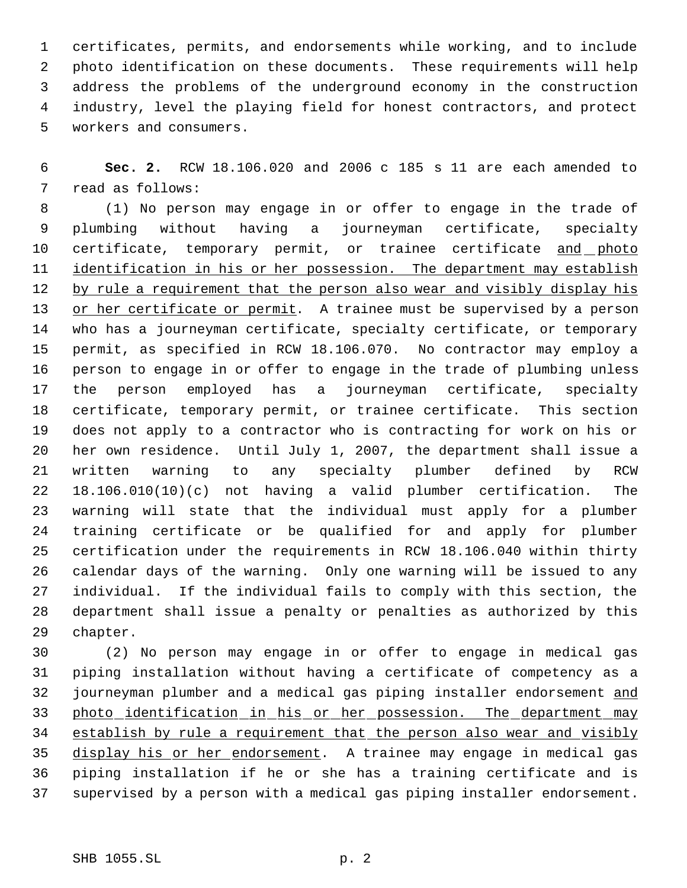certificates, permits, and endorsements while working, and to include photo identification on these documents. These requirements will help address the problems of the underground economy in the construction industry, level the playing field for honest contractors, and protect workers and consumers.

**Sec. 2.** RCW 18.106.020 and 2006 c 185 s 11 are each amended to read as follows:

(1) No person may engage in or offer to engage in the trade of plumbing without having a journeyman certificate, specialty certificate, temporary permit, or trainee certificate <u>and photo identification in his or her possession. The department may establish by rule a requirement that the person also wear and visibly display his or her certificate or permit</u>. A trainee must be supervised by a person who has a journeyman certificate, specialty certificate, or temporary permit, as specified in RCW 18.106.070. No contractor may employ a person to engage in or offer to engage in the trade of plumbing unless the person employed has a journeyman certificate, specialty certificate, temporary permit, or trainee certificate. This section does not apply to a contractor who is contracting for work on his or her own residence. Until July 1, 2007, the department shall issue a written warning to any specialty plumber defined by RCW 18.106.010(10)(c) not having a valid plumber certification. The warning will state that the individual must apply for a plumber training certificate or be qualified for and apply for plumber certification under the requirements in RCW 18.106.040 within thirty calendar days of the warning. Only one warning will be issued to any individual. If the individual fails to comply with this section, the department shall issue a penalty or penalties as authorized by this chapter.

(2) No person may engage in or offer to engage in medical gas piping installation without having a certificate of competency as a journeyman plumber and a medical gas piping installer endorsement <u>and photo identification in his or her possession. The department may establish by rule a requirement that the person also wear and visibly display his or her endorsement</u>. A trainee may engage in medical gas piping installation if he or she has a training certificate and is supervised by a person with a medical gas piping installer endorsement.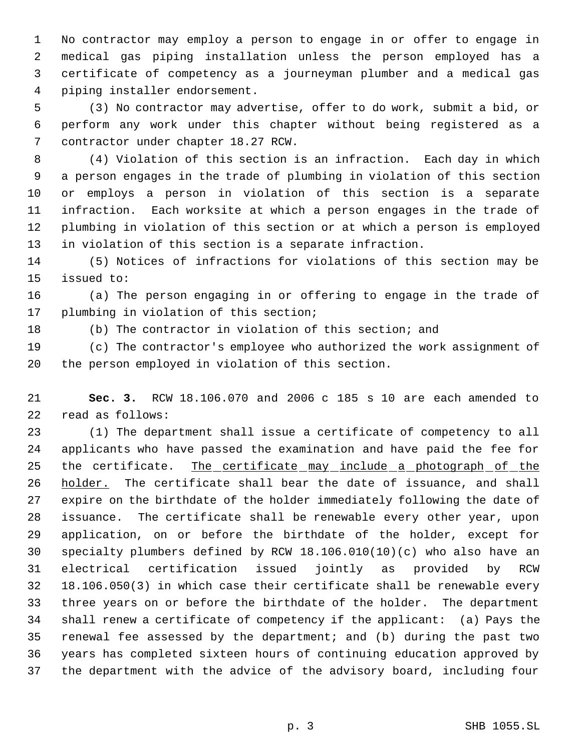No contractor may employ a person to engage in or offer to engage in medical gas piping installation unless the person employed has a certificate of competency as a journeyman plumber and a medical gas piping installer endorsement.

(3) No contractor may advertise, offer to do work, submit a bid, or perform any work under this chapter without being registered as a contractor under chapter 18.27 RCW.

(4) Violation of this section is an infraction. Each day in which a person engages in the trade of plumbing in violation of this section or employs a person in violation of this section is a separate infraction. Each worksite at which a person engages in the trade of plumbing in violation of this section or at which a person is employed in violation of this section is a separate infraction.

(5) Notices of infractions for violations of this section may be issued to:

(a) The person engaging in or offering to engage in the trade of plumbing in violation of this section;

(b) The contractor in violation of this section; and

(c) The contractor's employee who authorized the work assignment of the person employed in violation of this section.

**Sec. 3.** RCW 18.106.070 and 2006 c 185 s 10 are each amended to read as follows:

(1) The department shall issue a certificate of competency to all applicants who have passed the examination and have paid the fee for the certificate. <u>The certificate may include a photograph of the holder.</u> The certificate shall bear the date of issuance, and shall expire on the birthdate of the holder immediately following the date of issuance. The certificate shall be renewable every other year, upon application, on or before the birthdate of the holder, except for specialty plumbers defined by RCW 18.106.010(10)(c) who also have an electrical certification issued jointly as provided by RCW 18.106.050(3) in which case their certificate shall be renewable every three years on or before the birthdate of the holder. The department shall renew a certificate of competency if the applicant: (a) Pays the renewal fee assessed by the department; and (b) during the past two years has completed sixteen hours of continuing education approved by the department with the advice of the advisory board, including four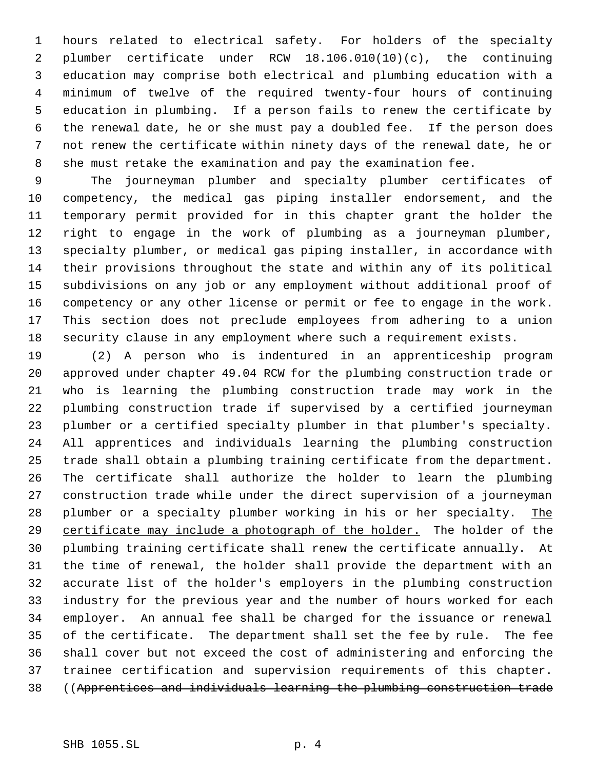hours related to electrical safety. For holders of the specialty plumber certificate under RCW 18.106.010(10)(c), the continuing education may comprise both electrical and plumbing education with a minimum of twelve of the required twenty-four hours of continuing education in plumbing. If a person fails to renew the certificate by the renewal date, he or she must pay a doubled fee. If the person does not renew the certificate within ninety days of the renewal date, he or she must retake the examination and pay the examination fee.

The journeyman plumber and specialty plumber certificates of competency, the medical gas piping installer endorsement, and the temporary permit provided for in this chapter grant the holder the right to engage in the work of plumbing as a journeyman plumber, specialty plumber, or medical gas piping installer, in accordance with their provisions throughout the state and within any of its political subdivisions on any job or any employment without additional proof of competency or any other license or permit or fee to engage in the work. This section does not preclude employees from adhering to a union security clause in any employment where such a requirement exists.

(2) A person who is indentured in an apprenticeship program approved under chapter 49.04 RCW for the plumbing construction trade or who is learning the plumbing construction trade may work in the plumbing construction trade if supervised by a certified journeyman plumber or a certified specialty plumber in that plumber's specialty. All apprentices and individuals learning the plumbing construction trade shall obtain a plumbing training certificate from the department. The certificate shall authorize the holder to learn the plumbing construction trade while under the direct supervision of a journeyman plumber or a specialty plumber working in his or her specialty. <u>The certificate may include a photograph of the holder.</u> The holder of the plumbing training certificate shall renew the certificate annually. At the time of renewal, the holder shall provide the department with an accurate list of the holder's employers in the plumbing construction industry for the previous year and the number of hours worked for each employer. An annual fee shall be charged for the issuance or renewal of the certificate. The department shall set the fee by rule. The fee shall cover but not exceed the cost of administering and enforcing the trainee certification and supervision requirements of this chapter. ((~~Apprentices and individuals learning the plumbing construction trade~~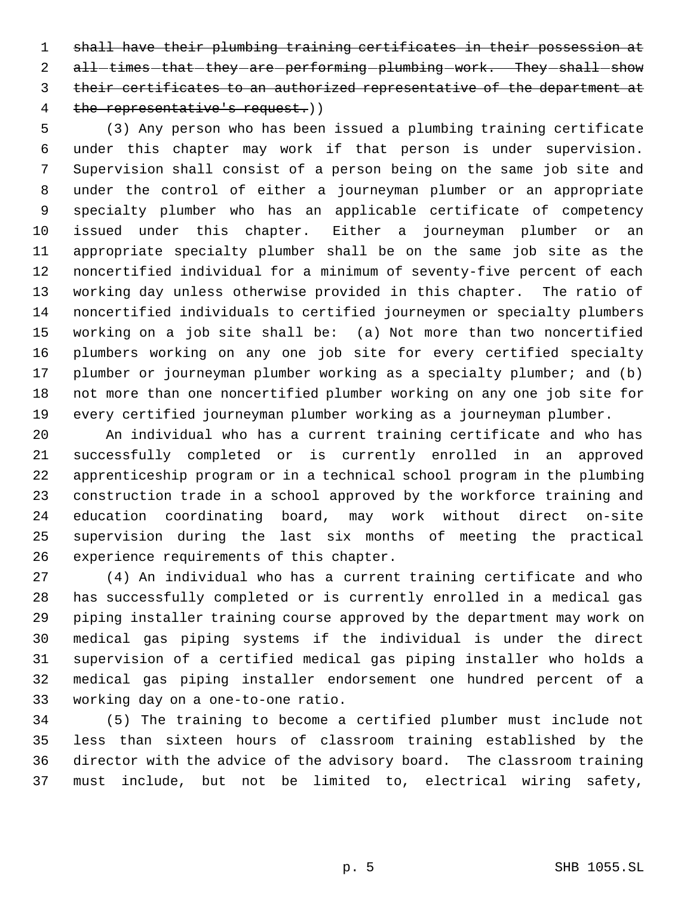~~shall have their plumbing training certificates in their possession at all times that they are performing plumbing work. They shall show their certificates to an authorized representative of the department at the representative's request.~~))

(3) Any person who has been issued a plumbing training certificate under this chapter may work if that person is under supervision. Supervision shall consist of a person being on the same job site and under the control of either a journeyman plumber or an appropriate specialty plumber who has an applicable certificate of competency issued under this chapter. Either a journeyman plumber or an appropriate specialty plumber shall be on the same job site as the noncertified individual for a minimum of seventy-five percent of each working day unless otherwise provided in this chapter. The ratio of noncertified individuals to certified journeymen or specialty plumbers working on a job site shall be: (a) Not more than two noncertified plumbers working on any one job site for every certified specialty plumber or journeyman plumber working as a specialty plumber; and (b) not more than one noncertified plumber working on any one job site for every certified journeyman plumber working as a journeyman plumber.

An individual who has a current training certificate and who has successfully completed or is currently enrolled in an approved apprenticeship program or in a technical school program in the plumbing construction trade in a school approved by the workforce training and education coordinating board, may work without direct on-site supervision during the last six months of meeting the practical experience requirements of this chapter.

(4) An individual who has a current training certificate and who has successfully completed or is currently enrolled in a medical gas piping installer training course approved by the department may work on medical gas piping systems if the individual is under the direct supervision of a certified medical gas piping installer who holds a medical gas piping installer endorsement one hundred percent of a working day on a one-to-one ratio.

(5) The training to become a certified plumber must include not less than sixteen hours of classroom training established by the director with the advice of the advisory board. The classroom training must include, but not be limited to, electrical wiring safety,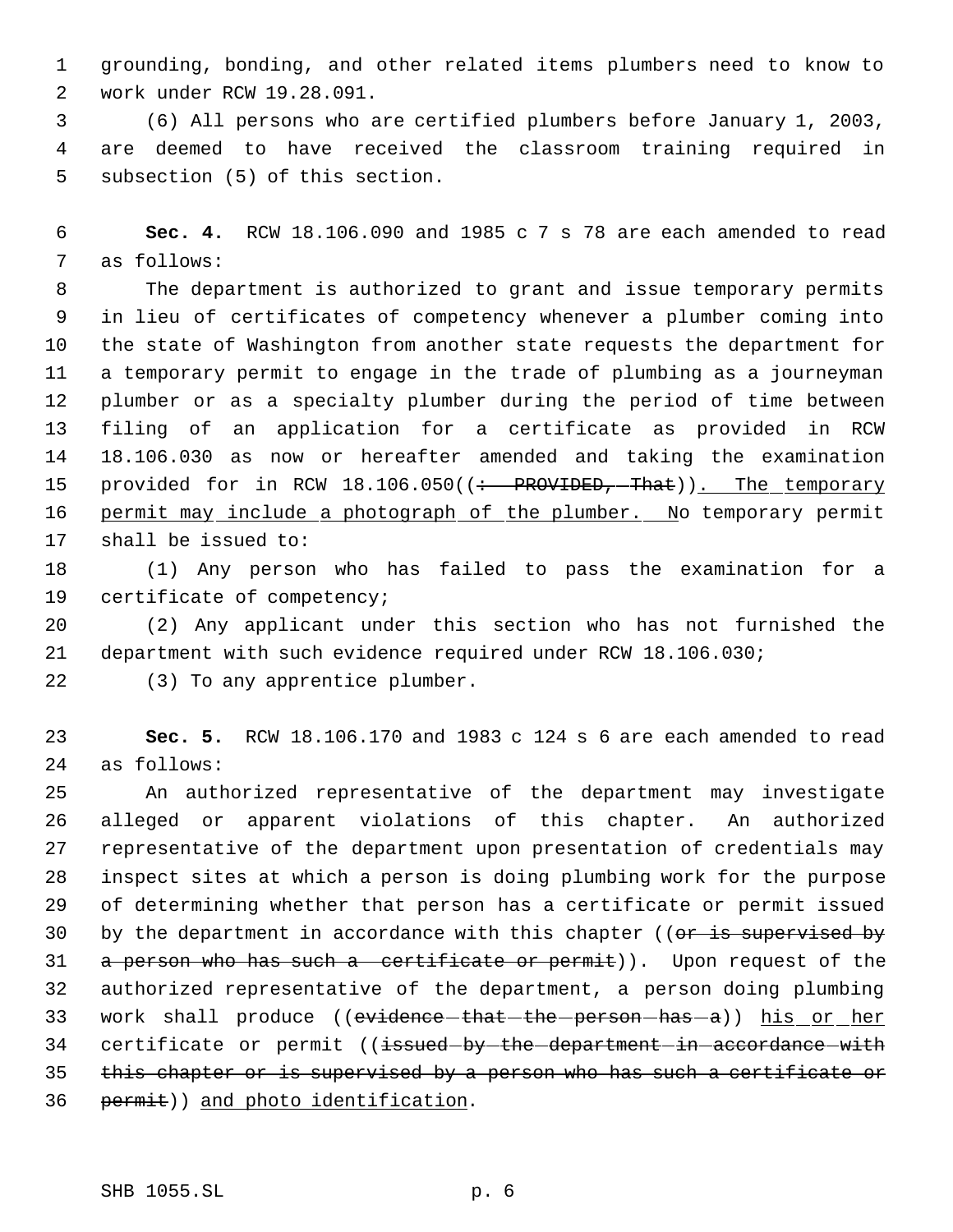grounding, bonding, and other related items plumbers need to know to work under RCW 19.28.091.

(6) All persons who are certified plumbers before January 1, 2003, are deemed to have received the classroom training required in subsection (5) of this section.

**Sec. 4.** RCW 18.106.090 and 1985 c 7 s 78 are each amended to read as follows:

The department is authorized to grant and issue temporary permits in lieu of certificates of competency whenever a plumber coming into the state of Washington from another state requests the department for a temporary permit to engage in the trade of plumbing as a journeyman plumber or as a specialty plumber during the period of time between filing of an application for a certificate as provided in RCW 18.106.030 as now or hereafter amended and taking the examination provided for in RCW 18.106.050((~~: PROVIDED, That~~)). The temporary permit may include a photograph of the plumber. No temporary permit shall be issued to:

(1) Any person who has failed to pass the examination for a certificate of competency;

(2) Any applicant under this section who has not furnished the department with such evidence required under RCW 18.106.030;

(3) To any apprentice plumber.

**Sec. 5.** RCW 18.106.170 and 1983 c 124 s 6 are each amended to read as follows:

An authorized representative of the department may investigate alleged or apparent violations of this chapter. An authorized representative of the department upon presentation of credentials may inspect sites at which a person is doing plumbing work for the purpose of determining whether that person has a certificate or permit issued by the department in accordance with this chapter ((~~or is supervised by a person who has such a certificate or permit~~)). Upon request of the authorized representative of the department, a person doing plumbing work shall produce ((~~evidence that the person has a~~)) his or her certificate or permit ((~~issued by the department in accordance with this chapter or is supervised by a person who has such a certificate or permit~~)) and photo identification.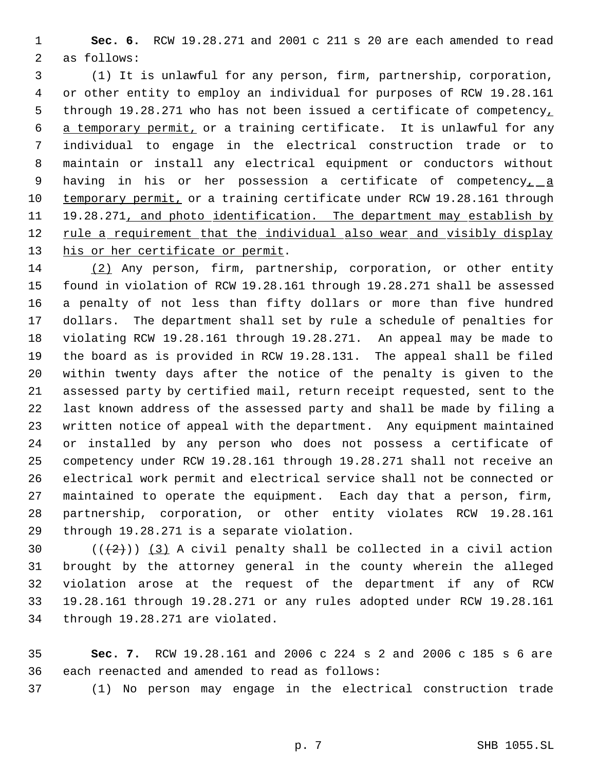**Sec. 6.** RCW 19.28.271 and 2001 c 211 s 20 are each amended to read as follows:

(1) It is unlawful for any person, firm, partnership, corporation, or other entity to employ an individual for purposes of RCW 19.28.161 through 19.28.271 who has not been issued a certificate of competency, a temporary permit, or a training certificate. It is unlawful for any individual to engage in the electrical construction trade or to maintain or install any electrical equipment or conductors without having in his or her possession a certificate of competency, a temporary permit, or a training certificate under RCW 19.28.161 through 19.28.271, and photo identification. The department may establish by rule a requirement that the individual also wear and visibly display his or her certificate or permit.

(2) Any person, firm, partnership, corporation, or other entity found in violation of RCW 19.28.161 through 19.28.271 shall be assessed a penalty of not less than fifty dollars or more than five hundred dollars. The department shall set by rule a schedule of penalties for violating RCW 19.28.161 through 19.28.271. An appeal may be made to the board as is provided in RCW 19.28.131. The appeal shall be filed within twenty days after the notice of the penalty is given to the assessed party by certified mail, return receipt requested, sent to the last known address of the assessed party and shall be made by filing a written notice of appeal with the department. Any equipment maintained or installed by any person who does not possess a certificate of competency under RCW 19.28.161 through 19.28.271 shall not receive an electrical work permit and electrical service shall not be connected or maintained to operate the equipment. Each day that a person, firm, partnership, corporation, or other entity violates RCW 19.28.161 through 19.28.271 is a separate violation.

(((2))) (3) A civil penalty shall be collected in a civil action brought by the attorney general in the county wherein the alleged violation arose at the request of the department if any of RCW 19.28.161 through 19.28.271 or any rules adopted under RCW 19.28.161 through 19.28.271 are violated.

**Sec. 7.** RCW 19.28.161 and 2006 c 224 s 2 and 2006 c 185 s 6 are each reenacted and amended to read as follows:

(1) No person may engage in the electrical construction trade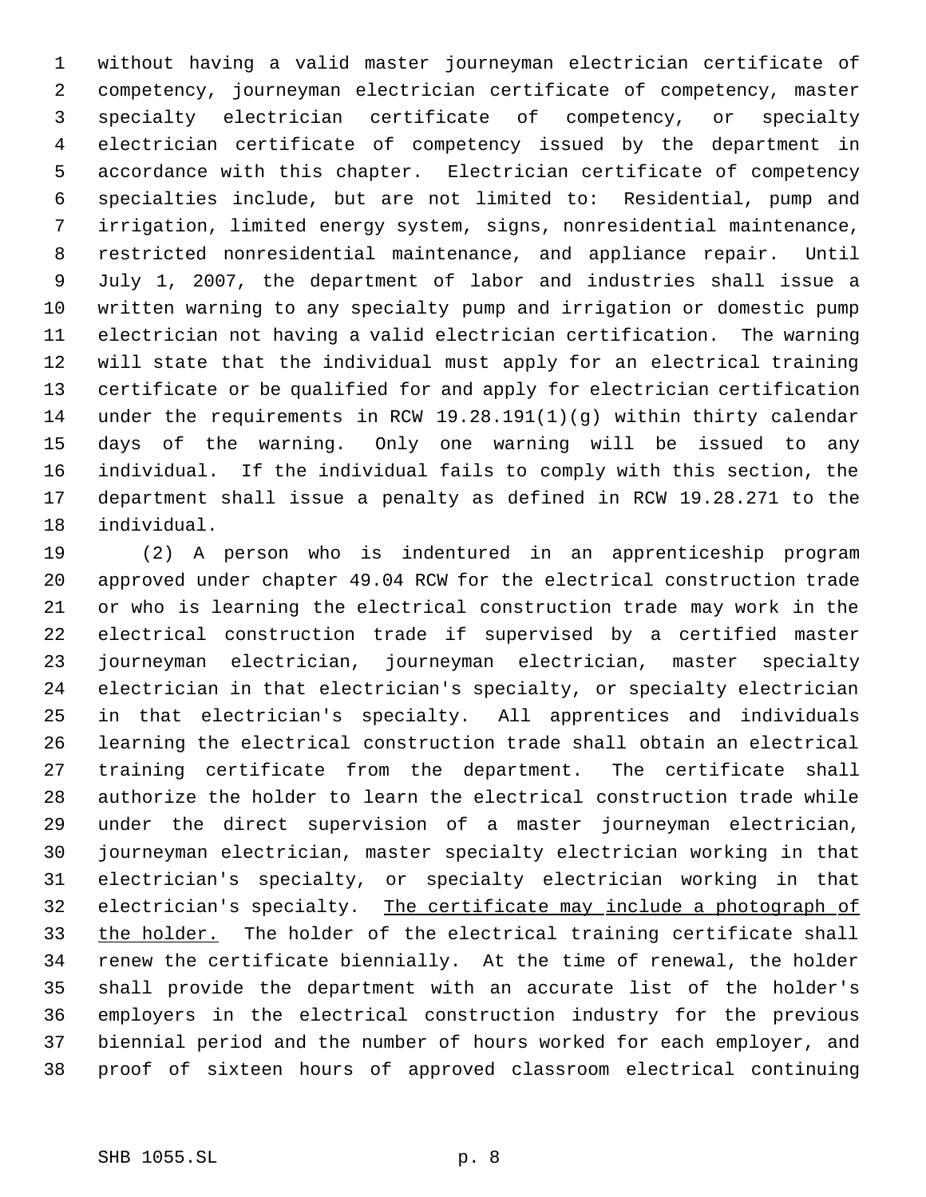without having a valid master journeyman electrician certificate of competency, journeyman electrician certificate of competency, master specialty electrician certificate of competency, or specialty electrician certificate of competency issued by the department in accordance with this chapter. Electrician certificate of competency specialties include, but are not limited to: Residential, pump and irrigation, limited energy system, signs, nonresidential maintenance, restricted nonresidential maintenance, and appliance repair. Until July 1, 2007, the department of labor and industries shall issue a written warning to any specialty pump and irrigation or domestic pump electrician not having a valid electrician certification. The warning will state that the individual must apply for an electrical training certificate or be qualified for and apply for electrician certification under the requirements in RCW 19.28.191(1)(g) within thirty calendar days of the warning. Only one warning will be issued to any individual. If the individual fails to comply with this section, the department shall issue a penalty as defined in RCW 19.28.271 to the individual.

(2) A person who is indentured in an apprenticeship program approved under chapter 49.04 RCW for the electrical construction trade or who is learning the electrical construction trade may work in the electrical construction trade if supervised by a certified master journeyman electrician, journeyman electrician, master specialty electrician in that electrician's specialty, or specialty electrician in that electrician's specialty. All apprentices and individuals learning the electrical construction trade shall obtain an electrical training certificate from the department. The certificate shall authorize the holder to learn the electrical construction trade while under the direct supervision of a master journeyman electrician, journeyman electrician, master specialty electrician working in that electrician's specialty, or specialty electrician working in that electrician's specialty. <u>The certificate may include a photograph of the holder.</u> The holder of the electrical training certificate shall renew the certificate biennially. At the time of renewal, the holder shall provide the department with an accurate list of the holder's employers in the electrical construction industry for the previous biennial period and the number of hours worked for each employer, and proof of sixteen hours of approved classroom electrical continuing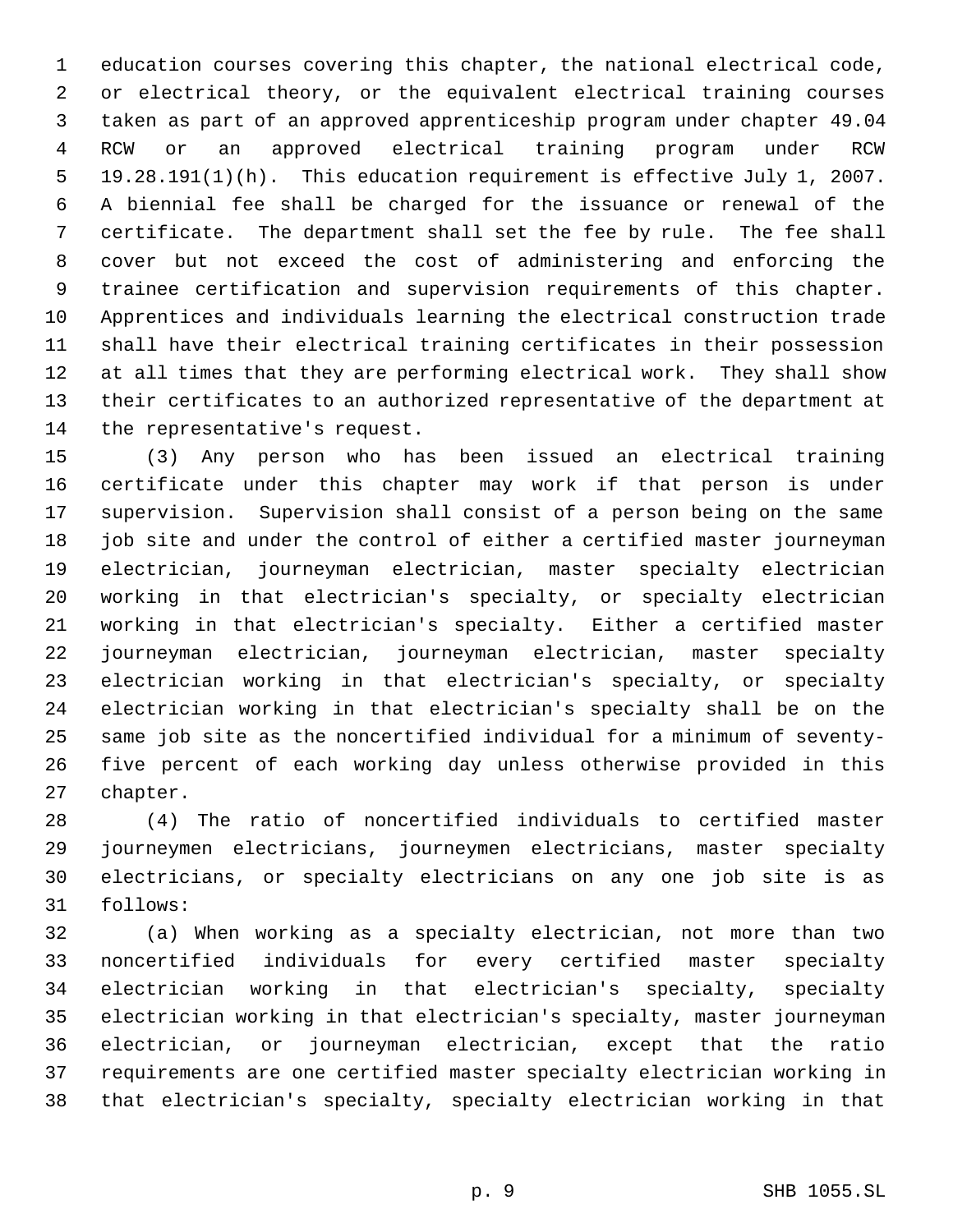education courses covering this chapter, the national electrical code, or electrical theory, or the equivalent electrical training courses taken as part of an approved apprenticeship program under chapter 49.04 RCW or an approved electrical training program under RCW 19.28.191(1)(h). This education requirement is effective July 1, 2007. A biennial fee shall be charged for the issuance or renewal of the certificate. The department shall set the fee by rule. The fee shall cover but not exceed the cost of administering and enforcing the trainee certification and supervision requirements of this chapter. Apprentices and individuals learning the electrical construction trade shall have their electrical training certificates in their possession at all times that they are performing electrical work. They shall show their certificates to an authorized representative of the department at the representative's request.

(3) Any person who has been issued an electrical training certificate under this chapter may work if that person is under supervision. Supervision shall consist of a person being on the same job site and under the control of either a certified master journeyman electrician, journeyman electrician, master specialty electrician working in that electrician's specialty, or specialty electrician working in that electrician's specialty. Either a certified master journeyman electrician, journeyman electrician, master specialty electrician working in that electrician's specialty, or specialty electrician working in that electrician's specialty shall be on the same job site as the noncertified individual for a minimum of seventy-five percent of each working day unless otherwise provided in this chapter.

(4) The ratio of noncertified individuals to certified master journeymen electricians, journeymen electricians, master specialty electricians, or specialty electricians on any one job site is as follows:

(a) When working as a specialty electrician, not more than two noncertified individuals for every certified master specialty electrician working in that electrician's specialty, specialty electrician working in that electrician's specialty, master journeyman electrician, or journeyman electrician, except that the ratio requirements are one certified master specialty electrician working in that electrician's specialty, specialty electrician working in that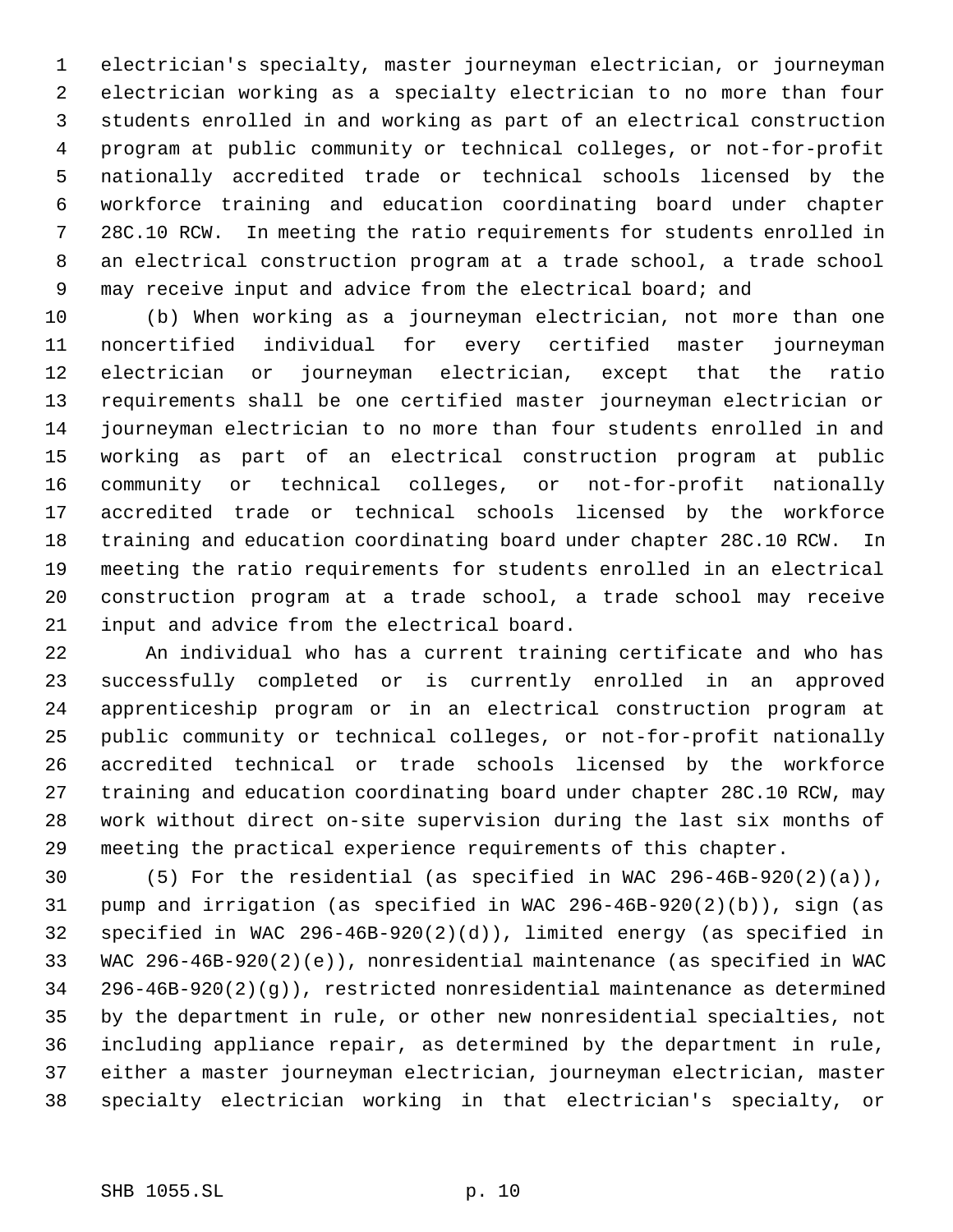electrician's specialty, master journeyman electrician, or journeyman electrician working as a specialty electrician to no more than four students enrolled in and working as part of an electrical construction program at public community or technical colleges, or not-for-profit nationally accredited trade or technical schools licensed by the workforce training and education coordinating board under chapter 28C.10 RCW. In meeting the ratio requirements for students enrolled in an electrical construction program at a trade school, a trade school may receive input and advice from the electrical board; and

(b) When working as a journeyman electrician, not more than one noncertified individual for every certified master journeyman electrician or journeyman electrician, except that the ratio requirements shall be one certified master journeyman electrician or journeyman electrician to no more than four students enrolled in and working as part of an electrical construction program at public community or technical colleges, or not-for-profit nationally accredited trade or technical schools licensed by the workforce training and education coordinating board under chapter 28C.10 RCW. In meeting the ratio requirements for students enrolled in an electrical construction program at a trade school, a trade school may receive input and advice from the electrical board.

An individual who has a current training certificate and who has successfully completed or is currently enrolled in an approved apprenticeship program or in an electrical construction program at public community or technical colleges, or not-for-profit nationally accredited technical or trade schools licensed by the workforce training and education coordinating board under chapter 28C.10 RCW, may work without direct on-site supervision during the last six months of meeting the practical experience requirements of this chapter.

(5) For the residential (as specified in WAC 296-46B-920(2)(a)), pump and irrigation (as specified in WAC 296-46B-920(2)(b)), sign (as specified in WAC 296-46B-920(2)(d)), limited energy (as specified in WAC 296-46B-920(2)(e)), nonresidential maintenance (as specified in WAC 296-46B-920(2)(g)), restricted nonresidential maintenance as determined by the department in rule, or other new nonresidential specialties, not including appliance repair, as determined by the department in rule, either a master journeyman electrician, journeyman electrician, master specialty electrician working in that electrician's specialty, or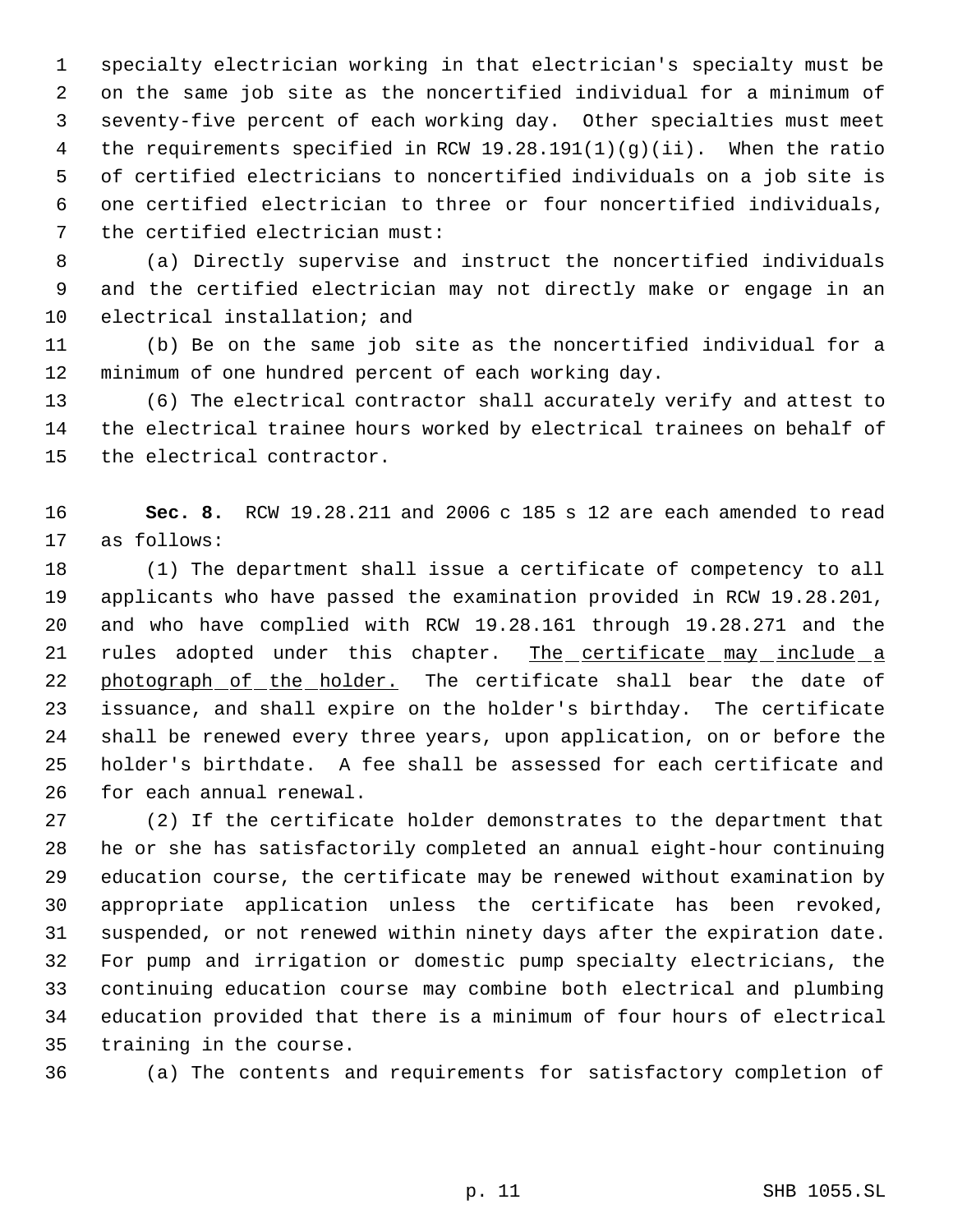specialty electrician working in that electrician's specialty must be on the same job site as the noncertified individual for a minimum of seventy-five percent of each working day. Other specialties must meet the requirements specified in RCW 19.28.191(1)(g)(ii). When the ratio of certified electricians to noncertified individuals on a job site is one certified electrician to three or four noncertified individuals, the certified electrician must:

(a) Directly supervise and instruct the noncertified individuals and the certified electrician may not directly make or engage in an electrical installation; and

(b) Be on the same job site as the noncertified individual for a minimum of one hundred percent of each working day.

(6) The electrical contractor shall accurately verify and attest to the electrical trainee hours worked by electrical trainees on behalf of the electrical contractor.

**Sec. 8.** RCW 19.28.211 and 2006 c 185 s 12 are each amended to read as follows:

(1) The department shall issue a certificate of competency to all applicants who have passed the examination provided in RCW 19.28.201, and who have complied with RCW 19.28.161 through 19.28.271 and the rules adopted under this chapter. <u>The certificate may include a photograph of the holder.</u> The certificate shall bear the date of issuance, and shall expire on the holder's birthday. The certificate shall be renewed every three years, upon application, on or before the holder's birthdate. A fee shall be assessed for each certificate and for each annual renewal.

(2) If the certificate holder demonstrates to the department that he or she has satisfactorily completed an annual eight-hour continuing education course, the certificate may be renewed without examination by appropriate application unless the certificate has been revoked, suspended, or not renewed within ninety days after the expiration date. For pump and irrigation or domestic pump specialty electricians, the continuing education course may combine both electrical and plumbing education provided that there is a minimum of four hours of electrical training in the course.

(a) The contents and requirements for satisfactory completion of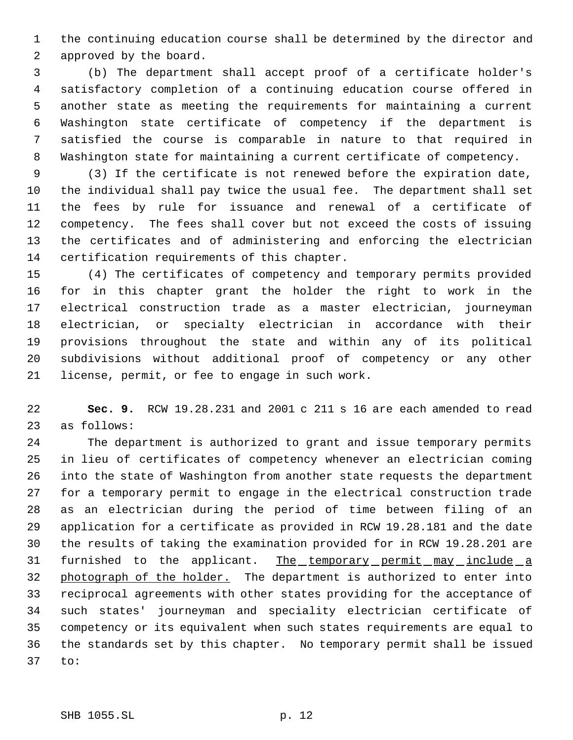the continuing education course shall be determined by the director and approved by the board.

(b) The department shall accept proof of a certificate holder's satisfactory completion of a continuing education course offered in another state as meeting the requirements for maintaining a current Washington state certificate of competency if the department is satisfied the course is comparable in nature to that required in Washington state for maintaining a current certificate of competency.

(3) If the certificate is not renewed before the expiration date, the individual shall pay twice the usual fee. The department shall set the fees by rule for issuance and renewal of a certificate of competency. The fees shall cover but not exceed the costs of issuing the certificates and of administering and enforcing the electrician certification requirements of this chapter.

(4) The certificates of competency and temporary permits provided for in this chapter grant the holder the right to work in the electrical construction trade as a master electrician, journeyman electrician, or specialty electrician in accordance with their provisions throughout the state and within any of its political subdivisions without additional proof of competency or any other license, permit, or fee to engage in such work.

**Sec. 9.** RCW 19.28.231 and 2001 c 211 s 16 are each amended to read as follows:

The department is authorized to grant and issue temporary permits in lieu of certificates of competency whenever an electrician coming into the state of Washington from another state requests the department for a temporary permit to engage in the electrical construction trade as an electrician during the period of time between filing of an application for a certificate as provided in RCW 19.28.181 and the date the results of taking the examination provided for in RCW 19.28.201 are furnished to the applicant. <u>The temporary permit may include a photograph of the holder.</u> The department is authorized to enter into reciprocal agreements with other states providing for the acceptance of such states' journeyman and speciality electrician certificate of competency or its equivalent when such states requirements are equal to the standards set by this chapter. No temporary permit shall be issued to: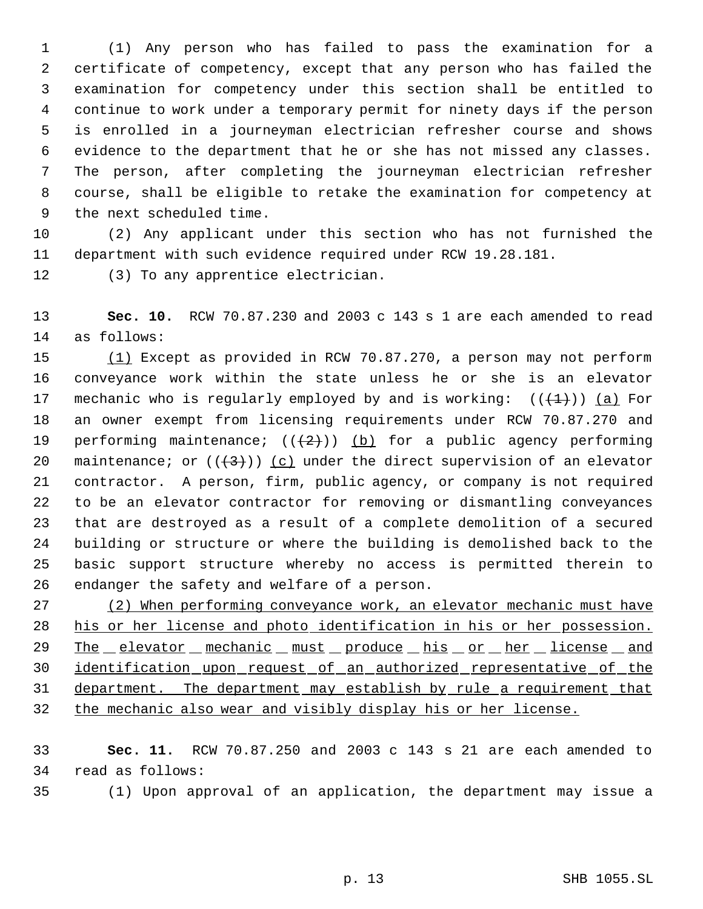(1) Any person who has failed to pass the examination for a certificate of competency, except that any person who has failed the examination for competency under this section shall be entitled to continue to work under a temporary permit for ninety days if the person is enrolled in a journeyman electrician refresher course and shows evidence to the department that he or she has not missed any classes. The person, after completing the journeyman electrician refresher course, shall be eligible to retake the examination for competency at the next scheduled time.

(2) Any applicant under this section who has not furnished the department with such evidence required under RCW 19.28.181.

(3) To any apprentice electrician.

**Sec. 10.** RCW 70.87.230 and 2003 c 143 s 1 are each amended to read as follows:

(1) Except as provided in RCW 70.87.270, a person may not perform conveyance work within the state unless he or she is an elevator mechanic who is regularly employed by and is working: (((1))) (a) For an owner exempt from licensing requirements under RCW 70.87.270 and performing maintenance; (((2))) (b) for a public agency performing maintenance; or (((3))) (c) under the direct supervision of an elevator contractor. A person, firm, public agency, or company is not required to be an elevator contractor for removing or dismantling conveyances that are destroyed as a result of a complete demolition of a secured building or structure or where the building is demolished back to the basic support structure whereby no access is permitted therein to endanger the safety and welfare of a person.

(2) When performing conveyance work, an elevator mechanic must have his or her license and photo identification in his or her possession. The elevator mechanic must produce his or her license and identification upon request of an authorized representative of the department. The department may establish by rule a requirement that the mechanic also wear and visibly display his or her license.

**Sec. 11.** RCW 70.87.250 and 2003 c 143 s 21 are each amended to read as follows:

(1) Upon approval of an application, the department may issue a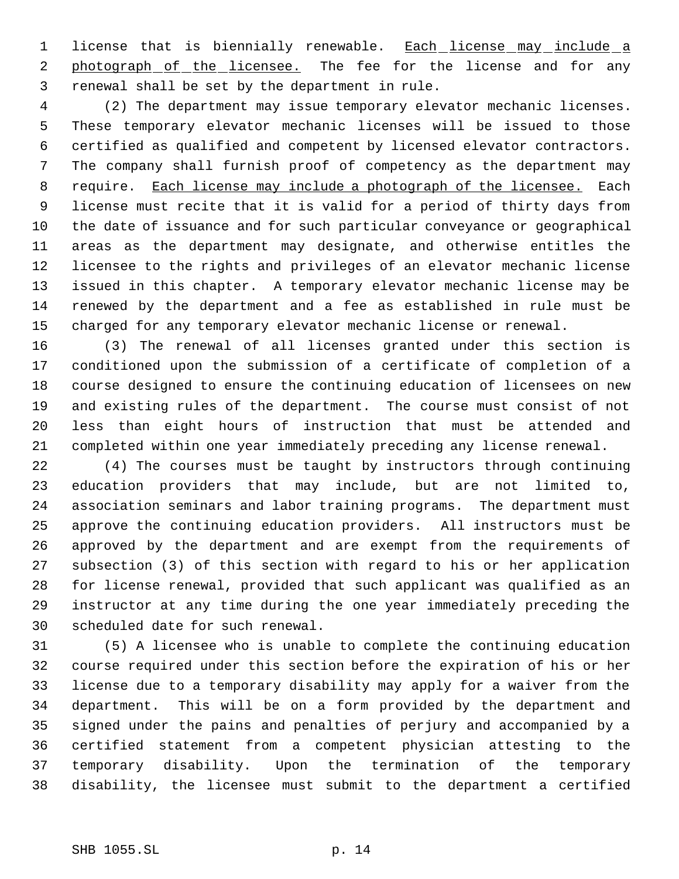license that is biennially renewable. Each license may include a photograph of the licensee. The fee for the license and for any renewal shall be set by the department in rule.

(2) The department may issue temporary elevator mechanic licenses. These temporary elevator mechanic licenses will be issued to those certified as qualified and competent by licensed elevator contractors. The company shall furnish proof of competency as the department may require. Each license may include a photograph of the licensee. Each license must recite that it is valid for a period of thirty days from the date of issuance and for such particular conveyance or geographical areas as the department may designate, and otherwise entitles the licensee to the rights and privileges of an elevator mechanic license issued in this chapter. A temporary elevator mechanic license may be renewed by the department and a fee as established in rule must be charged for any temporary elevator mechanic license or renewal.

(3) The renewal of all licenses granted under this section is conditioned upon the submission of a certificate of completion of a course designed to ensure the continuing education of licensees on new and existing rules of the department. The course must consist of not less than eight hours of instruction that must be attended and completed within one year immediately preceding any license renewal.

(4) The courses must be taught by instructors through continuing education providers that may include, but are not limited to, association seminars and labor training programs. The department must approve the continuing education providers. All instructors must be approved by the department and are exempt from the requirements of subsection (3) of this section with regard to his or her application for license renewal, provided that such applicant was qualified as an instructor at any time during the one year immediately preceding the scheduled date for such renewal.

(5) A licensee who is unable to complete the continuing education course required under this section before the expiration of his or her license due to a temporary disability may apply for a waiver from the department. This will be on a form provided by the department and signed under the pains and penalties of perjury and accompanied by a certified statement from a competent physician attesting to the temporary disability. Upon the termination of the temporary disability, the licensee must submit to the department a certified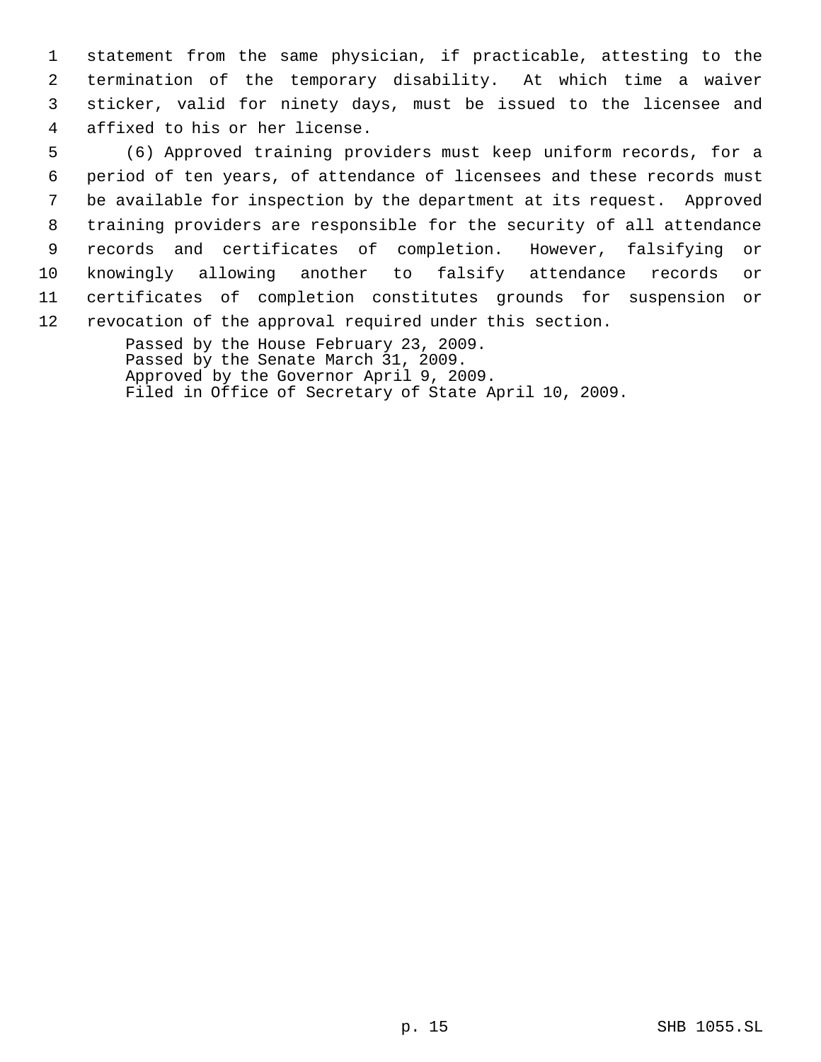statement from the same physician, if practicable, attesting to the termination of the temporary disability. At which time a waiver sticker, valid for ninety days, must be issued to the licensee and affixed to his or her license.

(6) Approved training providers must keep uniform records, for a period of ten years, of attendance of licensees and these records must be available for inspection by the department at its request. Approved training providers are responsible for the security of all attendance records and certificates of completion. However, falsifying or knowingly allowing another to falsify attendance records or certificates of completion constitutes grounds for suspension or revocation of the approval required under this section.

Passed by the House February 23, 2009.
Passed by the Senate March 31, 2009.
Approved by the Governor April 9, 2009.
Filed in Office of Secretary of State April 10, 2009.